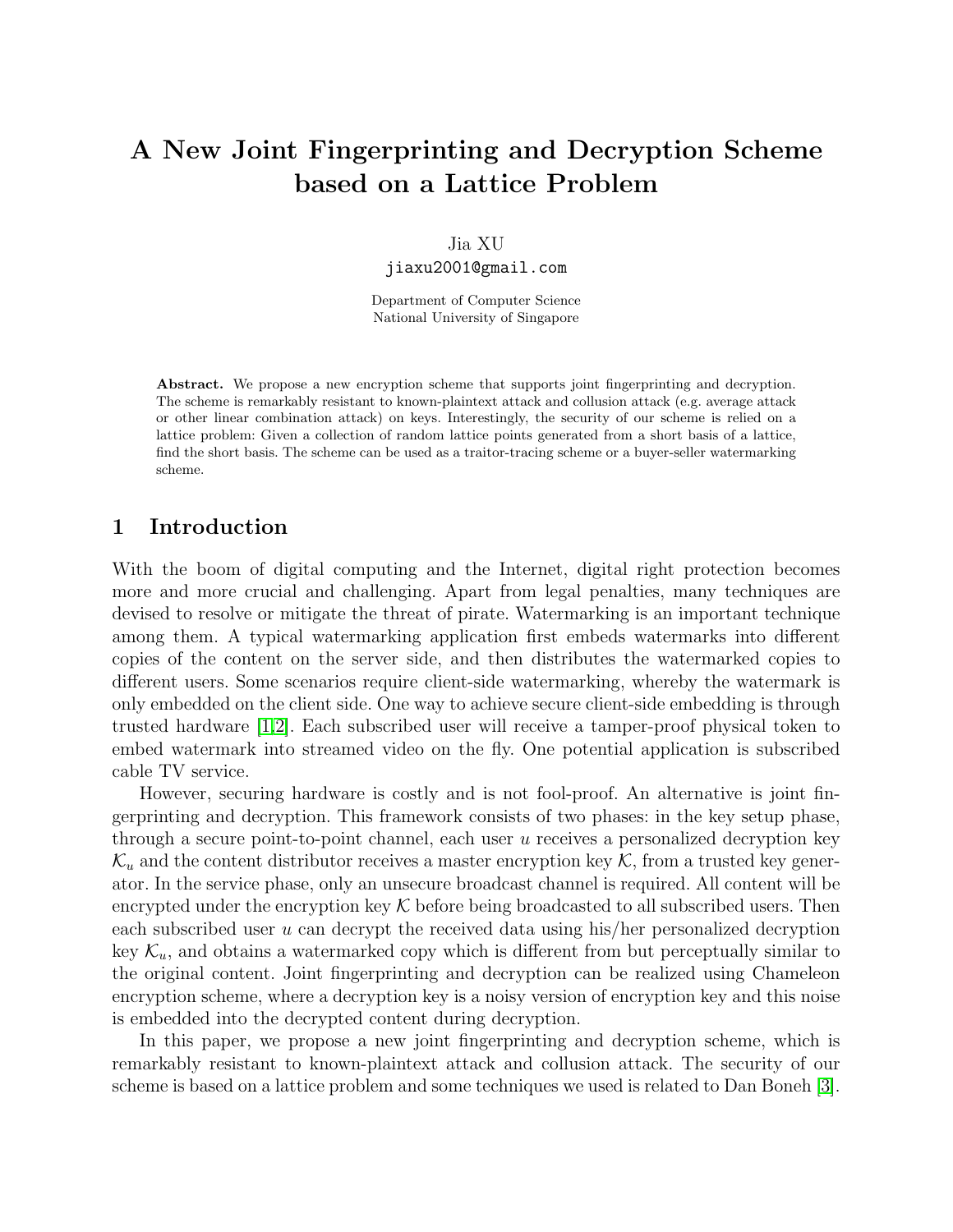# A New Joint Fingerprinting and Decryption Scheme based on a Lattice Problem

Jia XU
jiaxu2001@gmail.com

Department of Computer Science
National University of Singapore

**Abstract.** We propose a new encryption scheme that supports joint fingerprinting and decryption. The scheme is remarkably resistant to known-plaintext attack and collusion attack (e.g. average attack or other linear combination attack) on keys. Interestingly, the security of our scheme is relied on a lattice problem: Given a collection of random lattice points generated from a short basis of a lattice, find the short basis. The scheme can be used as a traitor-tracing scheme or a buyer-seller watermarking scheme.

## 1 Introduction

With the boom of digital computing and the Internet, digital right protection becomes more and more crucial and challenging. Apart from legal penalties, many techniques are devised to resolve or mitigate the threat of pirate. Watermarking is an important technique among them. A typical watermarking application first embeds watermarks into different copies of the content on the server side, and then distributes the watermarked copies to different users. Some scenarios require client-side watermarking, whereby the watermark is only embedded on the client side. One way to achieve secure client-side embedding is through trusted hardware [1,2]. Each subscribed user will receive a tamper-proof physical token to embed watermark into streamed video on the fly. One potential application is subscribed cable TV service.

However, securing hardware is costly and is not fool-proof. An alternative is joint fingerprinting and decryption. This framework consists of two phases: in the key setup phase, through a secure point-to-point channel, each user $u$ receives a personalized decryption key $\mathcal{K}_u$ and the content distributor receives a master encryption key $\mathcal{K}$, from a trusted key generator. In the service phase, only an unsecure broadcast channel is required. All content will be encrypted under the encryption key $\mathcal{K}$ before being broadcasted to all subscribed users. Then each subscribed user $u$ can decrypt the received data using his/her personalized decryption key $\mathcal{K}_u$, and obtains a watermarked copy which is different from but perceptually similar to the original content. Joint fingerprinting and decryption can be realized using Chameleon encryption scheme, where a decryption key is a noisy version of encryption key and this noise is embedded into the decrypted content during decryption.

In this paper, we propose a new joint fingerprinting and decryption scheme, which is remarkably resistant to known-plaintext attack and collusion attack. The security of our scheme is based on a lattice problem and some techniques we used is related to Dan Boneh [3].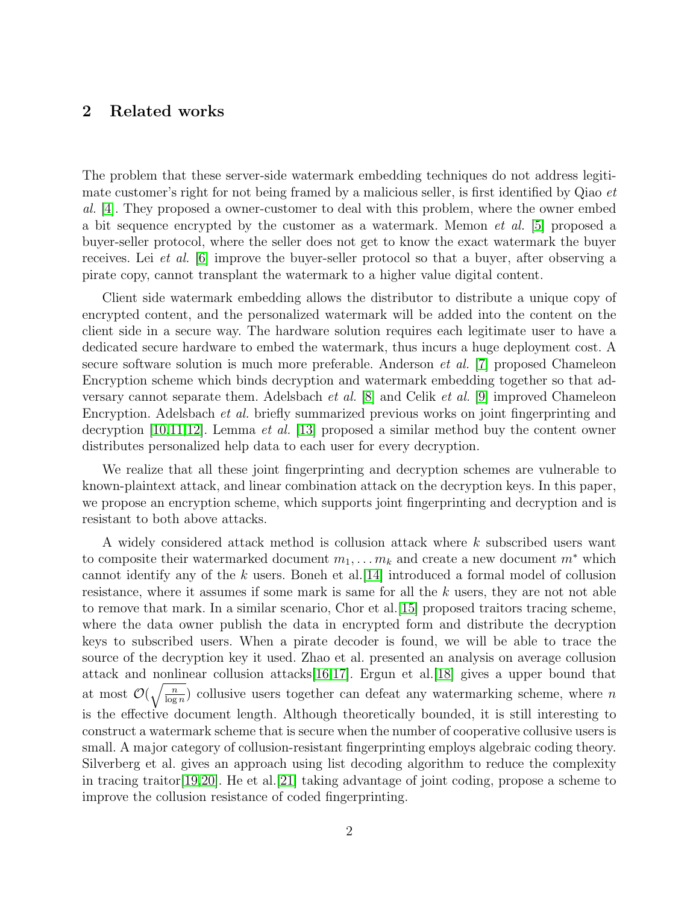## 2 Related works

The problem that these server-side watermark embedding techniques do not address legitimate customer's right for not being framed by a malicious seller, is first identified by Qiao *et al.* [4]. They proposed a owner-customer to deal with this problem, where the owner embed a bit sequence encrypted by the customer as a watermark. Memon *et al.* [5] proposed a buyer-seller protocol, where the seller does not get to know the exact watermark the buyer receives. Lei *et al.* [6] improve the buyer-seller protocol so that a buyer, after observing a pirate copy, cannot transplant the watermark to a higher value digital content.

Client side watermark embedding allows the distributor to distribute a unique copy of encrypted content, and the personalized watermark will be added into the content on the client side in a secure way. The hardware solution requires each legitimate user to have a dedicated secure hardware to embed the watermark, thus incurs a huge deployment cost. A secure software solution is much more preferable. Anderson *et al.* [7] proposed Chameleon Encryption scheme which binds decryption and watermark embedding together so that adversary cannot separate them. Adelsbach *et al.* [8] and Celik *et al.* [9] improved Chameleon Encryption. Adelsbach *et al.* briefly summarized previous works on joint fingerprinting and decryption [10,11,12]. Lemma *et al.* [13] proposed a similar method buy the content owner distributes personalized help data to each user for every decryption.

We realize that all these joint fingerprinting and decryption schemes are vulnerable to known-plaintext attack, and linear combination attack on the decryption keys. In this paper, we propose an encryption scheme, which supports joint fingerprinting and decryption and is resistant to both above attacks.

A widely considered attack method is collusion attack where $k$ subscribed users want to composite their watermarked document $m_1, \dots m_k$ and create a new document $m^*$ which cannot identify any of the $k$ users. Boneh et al.[14] introduced a formal model of collusion resistance, where it assumes if some mark is same for all the $k$ users, they are not not able to remove that mark. In a similar scenario, Chor et al.[15] proposed traitors tracing scheme, where the data owner publish the data in encrypted form and distribute the decryption keys to subscribed users. When a pirate decoder is found, we will be able to trace the source of the decryption key it used. Zhao et al. presented an analysis on average collusion attack and nonlinear collusion attacks[16,17]. Ergun et al.[18] gives a upper bound that at most $\mathcal{O}(\sqrt{\frac{n}{\log n}})$ collusive users together can defeat any watermarking scheme, where $n$ is the effective document length. Although theoretically bounded, it is still interesting to construct a watermark scheme that is secure when the number of cooperative collusive users is small. A major category of collusion-resistant fingerprinting employs algebraic coding theory. Silverberg et al. gives an approach using list decoding algorithm to reduce the complexity in tracing traitor[19,20]. He et al.[21] taking advantage of joint coding, propose a scheme to improve the collusion resistance of coded fingerprinting.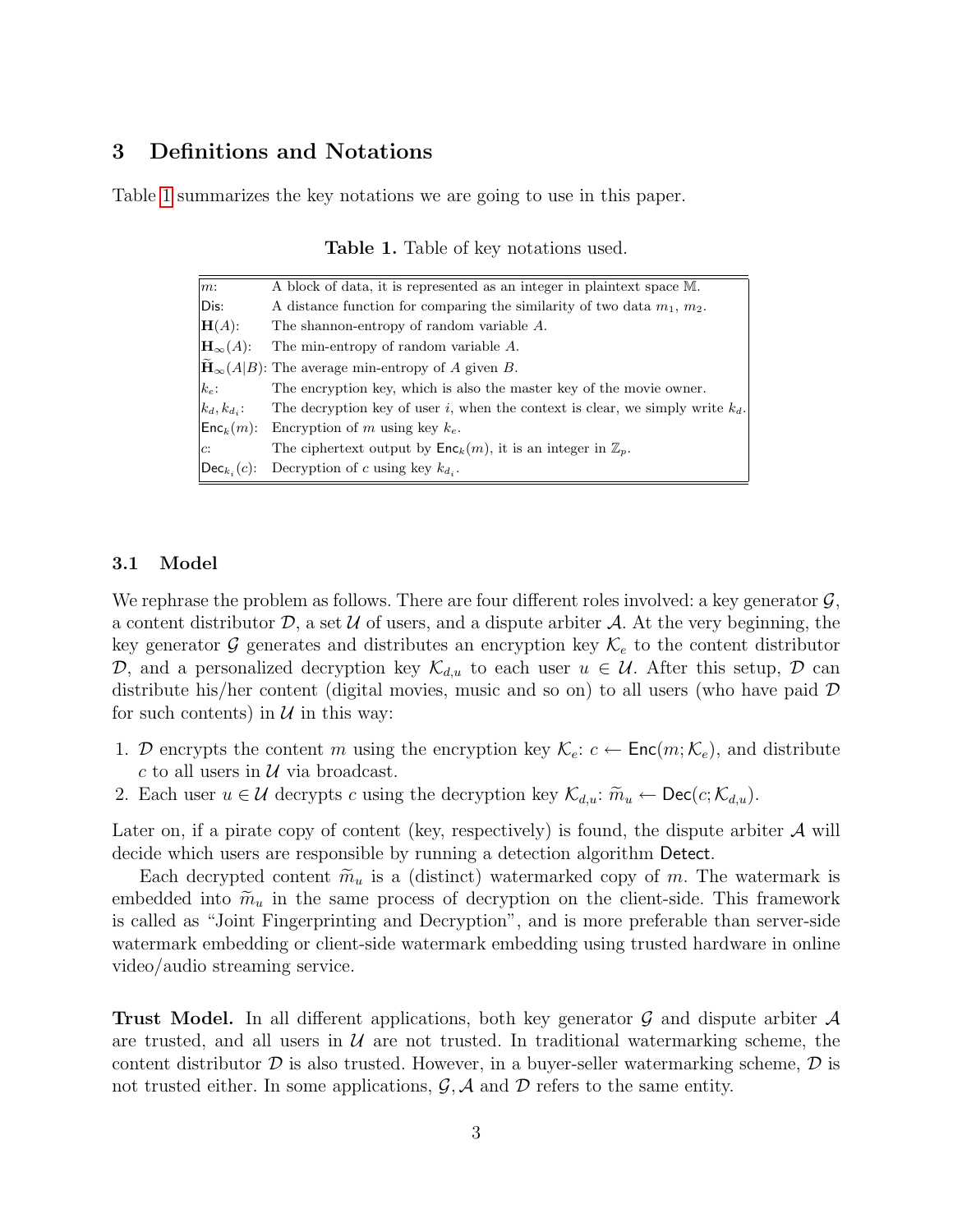## 3 Definitions and Notations

Table 1 summarizes the key notations we are going to use in this paper.

**Table 1.** Table of key notations used.

| | |
|---|---|
| $m$: | A block of data, it is represented as an integer in plaintext space $\mathbb{M}$. |
| $\mathsf{Dis}$: | A distance function for comparing the similarity of two data $m_1$, $m_2$. |
| $\mathbf{H}(A)$: | The shannon-entropy of random variable $A$. |
| $\mathbf{H}_\infty(A)$: | The min-entropy of random variable $A$. |
| $\widetilde{\mathbf{H}}_\infty(A\|B)$: | The average min-entropy of $A$ given $B$. |
| $k_e$: | The encryption key, which is also the master key of the movie owner. |
| $k_d, k_{d_i}$: | The decryption key of user $i$, when the context is clear, we simply write $k_d$. |
| $\mathsf{Enc}_k(m)$: | Encryption of $m$ using key $k_e$. |
| $c$: | The ciphertext output by $\mathsf{Enc}_k(m)$, it is an integer in $\mathbb{Z}_p$. |
| $\mathsf{Dec}_{k_i}(c)$: | Decryption of $c$ using key $k_{d_i}$. |

### 3.1 Model

We rephrase the problem as follows. There are four different roles involved: a key generator $\mathcal{G}$, a content distributor $\mathcal{D}$, a set $\mathcal{U}$ of users, and a dispute arbiter $\mathcal{A}$. At the very beginning, the key generator $\mathcal{G}$ generates and distributes an encryption key $\mathcal{K}_e$ to the content distributor $\mathcal{D}$, and a personalized decryption key $\mathcal{K}_{d,u}$ to each user $u \in \mathcal{U}$. After this setup, $\mathcal{D}$ can distribute his/her content (digital movies, music and so on) to all users (who have paid $\mathcal{D}$ for such contents) in $\mathcal{U}$ in this way:

1. $\mathcal{D}$ encrypts the content $m$ using the encryption key $\mathcal{K}_e$: $c \leftarrow \mathsf{Enc}(m; \mathcal{K}_e)$, and distribute $c$ to all users in $\mathcal{U}$ via broadcast.
2. Each user $u \in \mathcal{U}$ decrypts $c$ using the decryption key $\mathcal{K}_{d,u}$: $\widetilde{m}_u \leftarrow \mathsf{Dec}(c; \mathcal{K}_{d,u})$.

Later on, if a pirate copy of content (key, respectively) is found, the dispute arbiter $\mathcal{A}$ will decide which users are responsible by running a detection algorithm $\mathsf{Detect}$.

Each decrypted content $\widetilde{m}_u$ is a (distinct) watermarked copy of $m$. The watermark is embedded into $\widetilde{m}_u$ in the same process of decryption on the client-side. This framework is called as "Joint Fingerprinting and Decryption", and is more preferable than server-side watermark embedding or client-side watermark embedding using trusted hardware in online video/audio streaming service.

**Trust Model.** In all different applications, both key generator $\mathcal{G}$ and dispute arbiter $\mathcal{A}$ are trusted, and all users in $\mathcal{U}$ are not trusted. In traditional watermarking scheme, the content distributor $\mathcal{D}$ is also trusted. However, in a buyer-seller watermarking scheme, $\mathcal{D}$ is not trusted either. In some applications, $\mathcal{G}, \mathcal{A}$ and $\mathcal{D}$ refers to the same entity.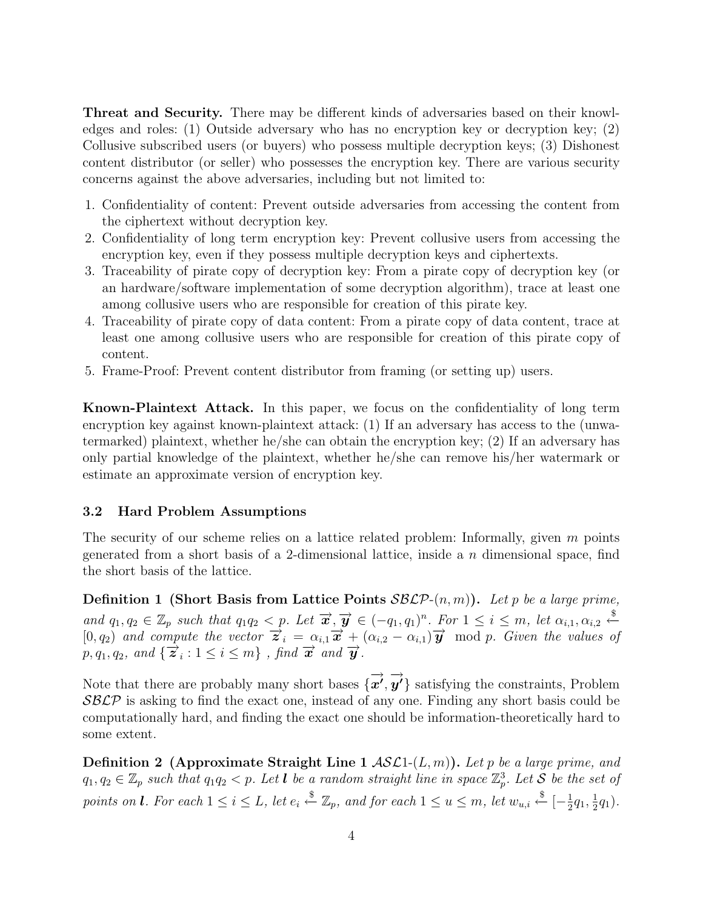**Threat and Security.** There may be different kinds of adversaries based on their knowledges and roles: (1) Outside adversary who has no encryption key or decryption key; (2) Collusive subscribed users (or buyers) who possess multiple decryption keys; (3) Dishonest content distributor (or seller) who possesses the encryption key. There are various security concerns against the above adversaries, including but not limited to:

1. Confidentiality of content: Prevent outside adversaries from accessing the content from the ciphertext without decryption key.
2. Confidentiality of long term encryption key: Prevent collusive users from accessing the encryption key, even if they possess multiple decryption keys and ciphertexts.
3. Traceability of pirate copy of decryption key: From a pirate copy of decryption key (or an hardware/software implementation of some decryption algorithm), trace at least one among collusive users who are responsible for creation of this pirate key.
4. Traceability of pirate copy of data content: From a pirate copy of data content, trace at least one among collusive users who are responsible for creation of this pirate copy of content.
5. Frame-Proof: Prevent content distributor from framing (or setting up) users.

**Known-Plaintext Attack.** In this paper, we focus on the confidentiality of long term encryption key against known-plaintext attack: (1) If an adversary has access to the (unwatermarked) plaintext, whether he/she can obtain the encryption key; (2) If an adversary has only partial knowledge of the plaintext, whether he/she can remove his/her watermark or estimate an approximate version of encryption key.

### 3.2 Hard Problem Assumptions

The security of our scheme relies on a lattice related problem: Informally, given $m$ points generated from a short basis of a 2-dimensional lattice, inside a $n$ dimensional space, find the short basis of the lattice.

**Definition 1 (Short Basis from Lattice Points $\mathcal{SBLP}$-$(n, m)$).** *Let $p$ be a large prime, and $q_1, q_2 \in \mathbb{Z}_p$ such that $q_1 q_2 < p$. Let $\overrightarrow{\boldsymbol{x}}, \overrightarrow{\boldsymbol{y}} \in (-q_1, q_1)^n$. For $1 \le i \le m$, let $\alpha_{i,1}, \alpha_{i,2} \xleftarrow{\$} [0, q_2)$ and compute the vector $\overrightarrow{\boldsymbol{z}}_i = \alpha_{i,1}\overrightarrow{\boldsymbol{x}} + (\alpha_{i,2} - \alpha_{i,1})\overrightarrow{\boldsymbol{y}} \mod p$. Given the values of $p, q_1, q_2$, and $\{\overrightarrow{\boldsymbol{z}}_i : 1 \le i \le m\}$ , find $\overrightarrow{\boldsymbol{x}}$ and $\overrightarrow{\boldsymbol{y}}$.*

Note that there are probably many short bases $\{\overrightarrow{\boldsymbol{x'}}, \overrightarrow{\boldsymbol{y'}}\}$ satisfying the constraints, Problem $\mathcal{SBLP}$ is asking to find the exact one, instead of any one. Finding any short basis could be computationally hard, and finding the exact one should be information-theoretically hard to some extent.

**Definition 2 (Approximate Straight Line 1 $\mathcal{ASL}1$-$(L, m)$).** *Let $p$ be a large prime, and $q_1, q_2 \in \mathbb{Z}_p$ such that $q_1 q_2 < p$. Let $\boldsymbol{l}$ be a random straight line in space $\mathbb{Z}_p^3$. Let $\mathcal{S}$ be the set of points on $\boldsymbol{l}$. For each $1 \le i \le L$, let $e_i \xleftarrow{\$} \mathbb{Z}_p$, and for each $1 \le u \le m$, let $w_{u,i} \xleftarrow{\$} [-\frac{1}{2}q_1, \frac{1}{2}q_1)$.*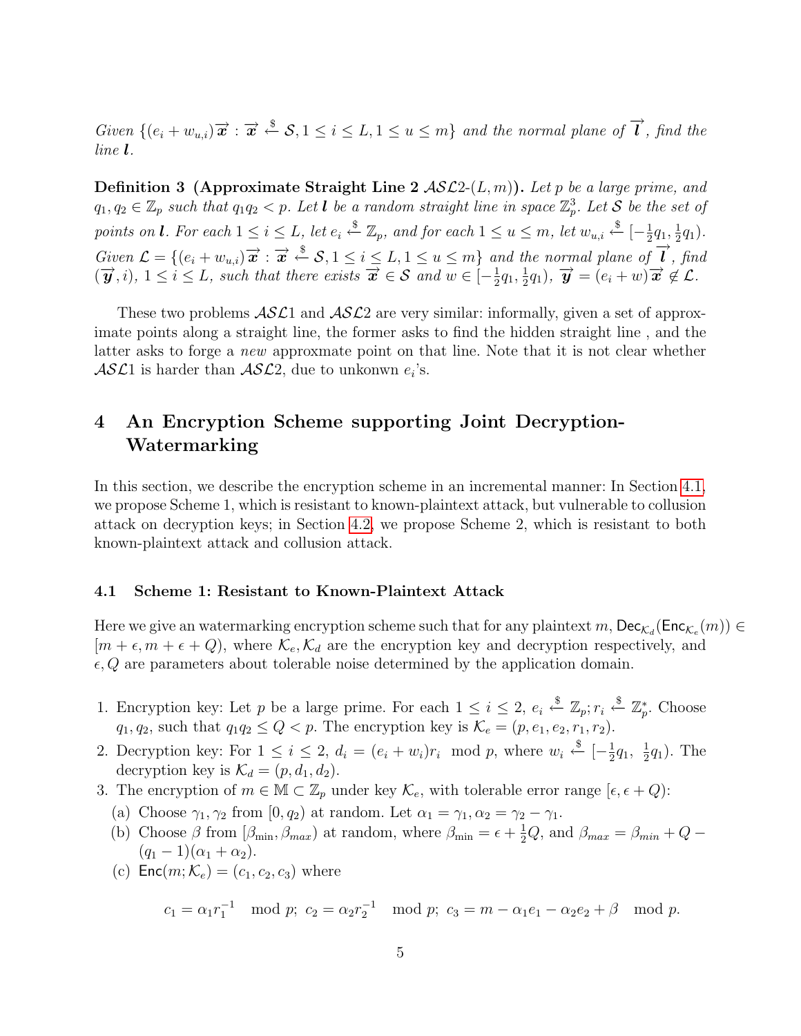*Given* $\{(e_i + w_{u,i})\overrightarrow{\boldsymbol{x}} : \overrightarrow{\boldsymbol{x}} \xleftarrow{\$} \mathcal{S}, 1 \leq i \leq L, 1 \leq u \leq m\}$ *and the normal plane of* $\overrightarrow{\boldsymbol{l}}$*, find the line* $\boldsymbol{l}$*.*

**Definition 3 (Approximate Straight Line 2 $\mathcal{ASL}2$-$(L,m)$).** *Let* $p$ *be a large prime, and* $q_1, q_2 \in \mathbb{Z}_p$ *such that* $q_1 q_2 < p$*. Let* $\boldsymbol{l}$ *be a random straight line in space* $\mathbb{Z}_p^3$*. Let* $\mathcal{S}$ *be the set of points on* $\boldsymbol{l}$*. For each* $1 \leq i \leq L$*, let* $e_i \xleftarrow{\$} \mathbb{Z}_p$*, and for each* $1 \leq u \leq m$*, let* $w_{u,i} \xleftarrow{\$} [-\frac{1}{2}q_1, \frac{1}{2}q_1)$*. Given* $\mathcal{L} = \{(e_i + w_{u,i})\overrightarrow{\boldsymbol{x}} : \overrightarrow{\boldsymbol{x}} \xleftarrow{\$} \mathcal{S}, 1 \leq i \leq L, 1 \leq u \leq m\}$ *and the normal plane of* $\overrightarrow{\boldsymbol{l}}$*, find* $(\overrightarrow{\boldsymbol{y}}, i)$*,* $1 \leq i \leq L$*, such that there exists* $\overrightarrow{\boldsymbol{x}} \in \mathcal{S}$ *and* $w \in [-\frac{1}{2}q_1, \frac{1}{2}q_1)$*,* $\overrightarrow{\boldsymbol{y}} = (e_i + w)\overrightarrow{\boldsymbol{x}} \notin \mathcal{L}$*.*

These two problems $\mathcal{ASL}1$ and $\mathcal{ASL}2$ are very similar: informally, given a set of approximate points along a straight line, the former asks to find the hidden straight line , and the latter asks to forge a *new* approxmate point on that line. Note that it is not clear whether $\mathcal{ASL}1$ is harder than $\mathcal{ASL}2$, due to unkonwn $e_i$'s.

# 4 An Encryption Scheme supporting Joint Decryption-Watermarking

In this section, we describe the encryption scheme in an incremental manner: In Section 4.1, we propose Scheme 1, which is resistant to known-plaintext attack, but vulnerable to collusion attack on decryption keys; in Section 4.2, we propose Scheme 2, which is resistant to both known-plaintext attack and collusion attack.

## 4.1 Scheme 1: Resistant to Known-Plaintext Attack

Here we give an watermarking encryption scheme such that for any plaintext $m$, $\mathsf{Dec}_{\mathcal{K}_d}(\mathsf{Enc}_{\mathcal{K}_e}(m)) \in [m+\epsilon, m+\epsilon+Q)$, where $\mathcal{K}_e, \mathcal{K}_d$ are the encryption key and decryption respectively, and $\epsilon, Q$ are parameters about tolerable noise determined by the application domain.

1. Encryption key: Let $p$ be a large prime. For each $1 \leq i \leq 2$, $e_i \xleftarrow{\$} \mathbb{Z}_p; r_i \xleftarrow{\$} \mathbb{Z}_p^*$. Choose $q_1, q_2$, such that $q_1 q_2 \leq Q < p$. The encryption key is $\mathcal{K}_e = (p, e_1, e_2, r_1, r_2)$.
2. Decryption key: For $1 \leq i \leq 2$, $d_i = (e_i + w_i)r_i \mod p$, where $w_i \xleftarrow{\$} [-\frac{1}{2}q_1,\ \frac{1}{2}q_1)$. The decryption key is $\mathcal{K}_d = (p, d_1, d_2)$.
3. The encryption of $m \in \mathbb{M} \subset \mathbb{Z}_p$ under key $\mathcal{K}_e$, with tolerable error range $[\epsilon, \epsilon + Q)$:
   (a) Choose $\gamma_1, \gamma_2$ from $[0, q_2)$ at random. Let $\alpha_1 = \gamma_1, \alpha_2 = \gamma_2 - \gamma_1$.
   (b) Choose $\beta$ from $[\beta_{\min}, \beta_{max})$ at random, where $\beta_{\min} = \epsilon + \frac{1}{2}Q$, and $\beta_{max} = \beta_{min} + Q - (q_1 - 1)(\alpha_1 + \alpha_2)$.
   (c) $\mathsf{Enc}(m; \mathcal{K}_e) = (c_1, c_2, c_3)$ where

$$c_1 = \alpha_1 r_1^{-1} \mod p;\ c_2 = \alpha_2 r_2^{-1} \mod p;\ c_3 = m - \alpha_1 e_1 - \alpha_2 e_2 + \beta \mod p.$$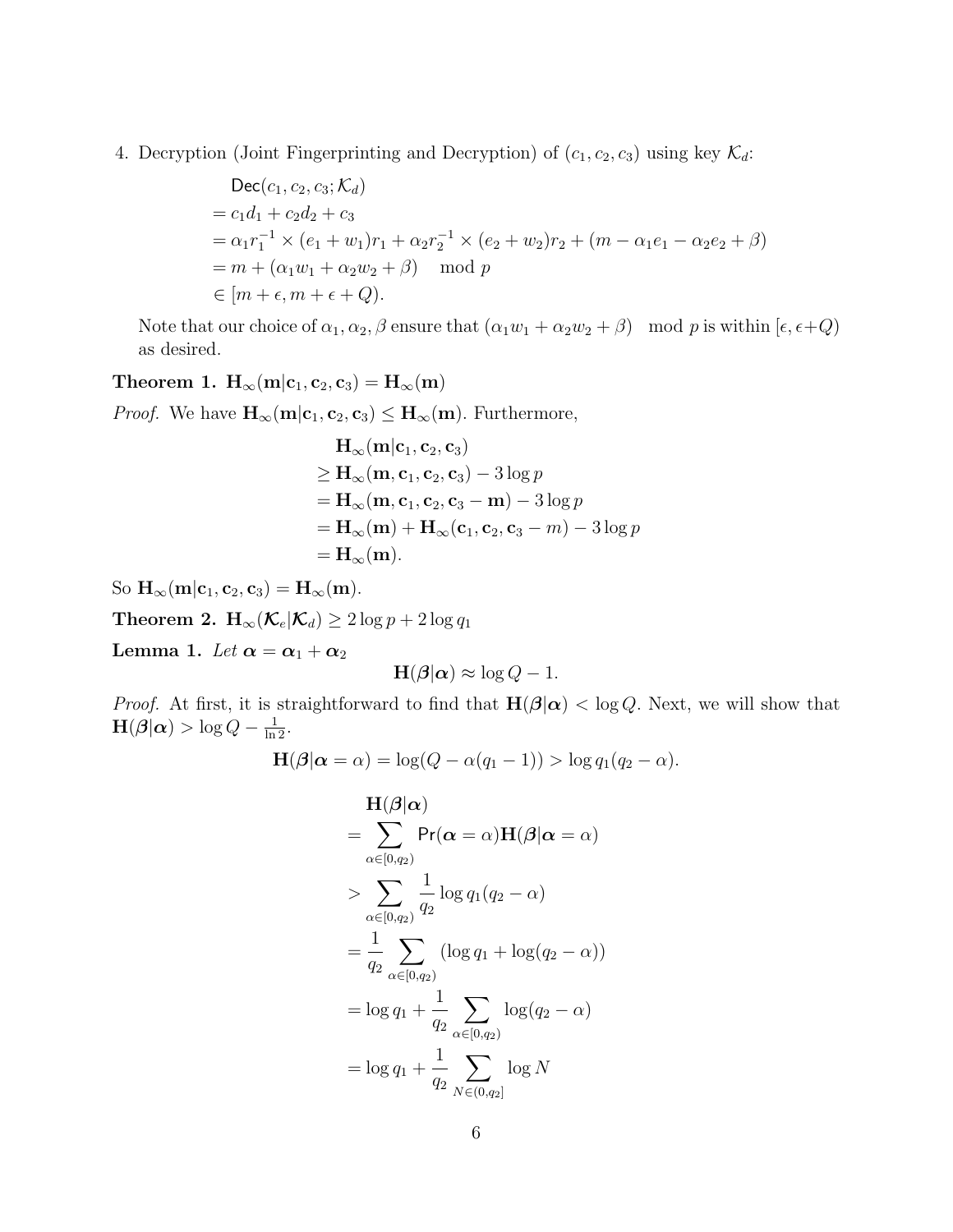4. Decryption (Joint Fingerprinting and Decryption) of $(c_1, c_2, c_3)$ using key $\mathcal{K}_d$:

$$
\begin{aligned}
&\mathsf{Dec}(c_1, c_2, c_3; \mathcal{K}_d) \\
&= c_1 d_1 + c_2 d_2 + c_3 \\
&= \alpha_1 r_1^{-1} \times (e_1 + w_1) r_1 + \alpha_2 r_2^{-1} \times (e_2 + w_2) r_2 + (m - \alpha_1 e_1 - \alpha_2 e_2 + \beta) \\
&= m + (\alpha_1 w_1 + \alpha_2 w_2 + \beta) \mod p \\
&\in [m + \epsilon, m + \epsilon + Q).
\end{aligned}
$$

Note that our choice of $\alpha_1, \alpha_2, \beta$ ensure that $(\alpha_1 w_1 + \alpha_2 w_2 + \beta) \mod p$ is within $[\epsilon, \epsilon+Q)$ as desired.

**Theorem 1.** $\mathbf{H}_\infty(\mathbf{m}|\mathbf{c}_1, \mathbf{c}_2, \mathbf{c}_3) = \mathbf{H}_\infty(\mathbf{m})$

*Proof.* We have $\mathbf{H}_\infty(\mathbf{m}|\mathbf{c}_1, \mathbf{c}_2, \mathbf{c}_3) \leq \mathbf{H}_\infty(\mathbf{m})$. Furthermore,

$$
\begin{aligned}
&\mathbf{H}_\infty(\mathbf{m}|\mathbf{c}_1, \mathbf{c}_2, \mathbf{c}_3) \\
&\geq \mathbf{H}_\infty(\mathbf{m}, \mathbf{c}_1, \mathbf{c}_2, \mathbf{c}_3) - 3\log p \\
&= \mathbf{H}_\infty(\mathbf{m}, \mathbf{c}_1, \mathbf{c}_2, \mathbf{c}_3 - \mathbf{m}) - 3\log p \\
&= \mathbf{H}_\infty(\mathbf{m}) + \mathbf{H}_\infty(\mathbf{c}_1, \mathbf{c}_2, \mathbf{c}_3 - m) - 3\log p \\
&= \mathbf{H}_\infty(\mathbf{m}).
\end{aligned}
$$

So $\mathbf{H}_\infty(\mathbf{m}|\mathbf{c}_1, \mathbf{c}_2, \mathbf{c}_3) = \mathbf{H}_\infty(\mathbf{m})$.

**Theorem 2.** $\mathbf{H}_\infty(\boldsymbol{\mathcal{K}}_e|\boldsymbol{\mathcal{K}}_d) \geq 2\log p + 2\log q_1$

**Lemma 1.** *Let* $\boldsymbol{\alpha} = \boldsymbol{\alpha}_1 + \boldsymbol{\alpha}_2$

$$\mathbf{H}(\boldsymbol{\beta}|\boldsymbol{\alpha}) \approx \log Q - 1.$$

*Proof.* At first, it is straightforward to find that $\mathbf{H}(\boldsymbol{\beta}|\boldsymbol{\alpha}) < \log Q$. Next, we will show that $\mathbf{H}(\boldsymbol{\beta}|\boldsymbol{\alpha}) > \log Q - \frac{1}{\ln 2}$.

$$\mathbf{H}(\boldsymbol{\beta}|\boldsymbol{\alpha} = \alpha) = \log(Q - \alpha(q_1 - 1)) > \log q_1(q_2 - \alpha).$$

$$
\begin{aligned}
&\mathbf{H}(\boldsymbol{\beta}|\boldsymbol{\alpha}) \\
&= \sum_{\alpha \in [0, q_2)} \mathsf{Pr}(\boldsymbol{\alpha} = \alpha) \mathbf{H}(\boldsymbol{\beta}|\boldsymbol{\alpha} = \alpha) \\
&> \sum_{\alpha \in [0, q_2)} \frac{1}{q_2} \log q_1(q_2 - \alpha) \\
&= \frac{1}{q_2} \sum_{\alpha \in [0, q_2)} (\log q_1 + \log(q_2 - \alpha)) \\
&= \log q_1 + \frac{1}{q_2} \sum_{\alpha \in [0, q_2)} \log(q_2 - \alpha) \\
&= \log q_1 + \frac{1}{q_2} \sum_{N \in (0, q_2]} \log N
\end{aligned}
$$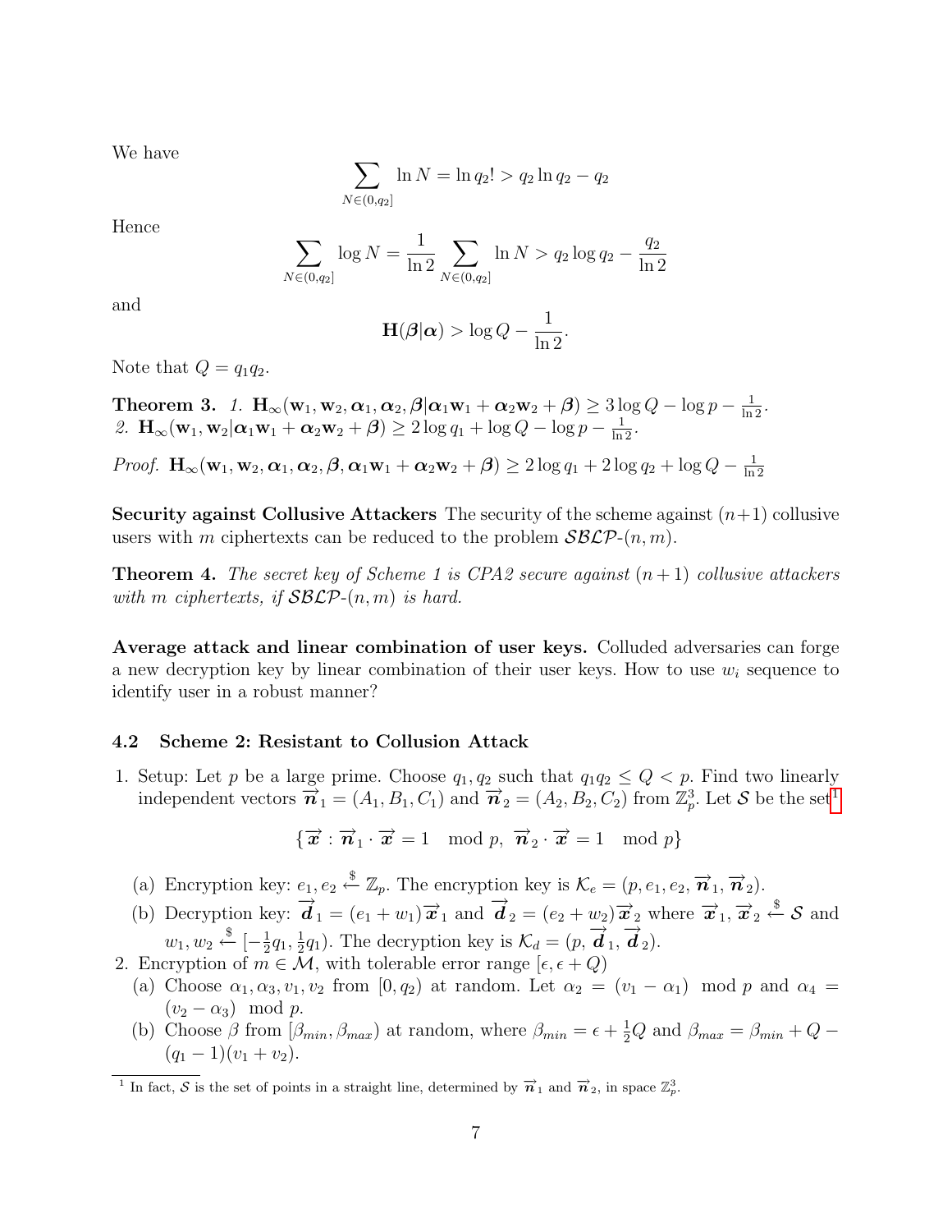We have

$$\sum_{N\in(0,q_2]} \ln N = \ln q_2! > q_2 \ln q_2 - q_2$$

Hence

$$\sum_{N\in(0,q_2]} \log N = \frac{1}{\ln 2} \sum_{N\in(0,q_2]} \ln N > q_2 \log q_2 - \frac{q_2}{\ln 2}$$

and

$$\mathbf{H}(\boldsymbol{\beta}|\boldsymbol{\alpha}) > \log Q - \frac{1}{\ln 2}.$$

Note that $Q = q_1 q_2$.

**Theorem 3.** *1.* $\mathbf{H}_\infty(\mathbf{w}_1, \mathbf{w}_2, \boldsymbol{\alpha}_1, \boldsymbol{\alpha}_2, \boldsymbol{\beta}|\boldsymbol{\alpha}_1\mathbf{w}_1 + \boldsymbol{\alpha}_2\mathbf{w}_2 + \boldsymbol{\beta}) \geq 3\log Q - \log p - \frac{1}{\ln 2}$.
*2.* $\mathbf{H}_\infty(\mathbf{w}_1, \mathbf{w}_2|\boldsymbol{\alpha}_1\mathbf{w}_1 + \boldsymbol{\alpha}_2\mathbf{w}_2 + \boldsymbol{\beta}) \geq 2\log q_1 + \log Q - \log p - \frac{1}{\ln 2}$.

*Proof.* $\mathbf{H}_\infty(\mathbf{w}_1, \mathbf{w}_2, \boldsymbol{\alpha}_1, \boldsymbol{\alpha}_2, \boldsymbol{\beta}, \boldsymbol{\alpha}_1\mathbf{w}_1 + \boldsymbol{\alpha}_2\mathbf{w}_2 + \boldsymbol{\beta}) \geq 2\log q_1 + 2\log q_2 + \log Q - \frac{1}{\ln 2}$

**Security against Collusive Attackers** The security of the scheme against $(n+1)$ collusive users with $m$ ciphertexts can be reduced to the problem $\mathcal{SBLP}$-$(n, m)$.

**Theorem 4.** *The secret key of Scheme 1 is CPA2 secure against $(n+1)$ collusive attackers with $m$ ciphertexts, if $\mathcal{SBLP}$-$(n, m)$ is hard.*

**Average attack and linear combination of user keys.** Colluded adversaries can forge a new decryption key by linear combination of their user keys. How to use $w_i$ sequence to identify user in a robust manner?

### 4.2 Scheme 2: Resistant to Collusion Attack

1. Setup: Let $p$ be a large prime. Choose $q_1, q_2$ such that $q_1 q_2 \leq Q < p$. Find two linearly independent vectors $\overrightarrow{n}_1 = (A_1, B_1, C_1)$ and $\overrightarrow{n}_2 = (A_2, B_2, C_2)$ from $\mathbb{Z}_p^3$. Let $\mathcal{S}$ be the set[1]

$$\{\overrightarrow{x} : \overrightarrow{n}_1 \cdot \overrightarrow{x} = 1 \mod p,\ \overrightarrow{n}_2 \cdot \overrightarrow{x} = 1 \mod p\}$$

   (a) Encryption key: $e_1, e_2 \xleftarrow{\$} \mathbb{Z}_p$. The encryption key is $\mathcal{K}_e = (p, e_1, e_2, \overrightarrow{n}_1, \overrightarrow{n}_2)$.
   (b) Decryption key: $\overrightarrow{d}_1 = (e_1 + w_1)\overrightarrow{x}_1$ and $\overrightarrow{d}_2 = (e_2 + w_2)\overrightarrow{x}_2$ where $\overrightarrow{x}_1, \overrightarrow{x}_2 \xleftarrow{\$} \mathcal{S}$ and $w_1, w_2 \xleftarrow{\$} [-\frac{1}{2}q_1, \frac{1}{2}q_1)$. The decryption key is $\mathcal{K}_d = (p, \overrightarrow{d}_1, \overrightarrow{d}_2)$.

2. Encryption of $m \in \mathcal{M}$, with tolerable error range $[\epsilon, \epsilon + Q)$
   (a) Choose $\alpha_1, \alpha_3, v_1, v_2$ from $[0, q_2)$ at random. Let $\alpha_2 = (v_1 - \alpha_1) \mod p$ and $\alpha_4 = (v_2 - \alpha_3) \mod p$.
   (b) Choose $\beta$ from $[\beta_{min}, \beta_{max})$ at random, where $\beta_{min} = \epsilon + \frac{1}{2}Q$ and $\beta_{max} = \beta_{min} + Q - (q_1 - 1)(v_1 + v_2)$.

[1] In fact, $\mathcal{S}$ is the set of points in a straight line, determined by $\overrightarrow{n}_1$ and $\overrightarrow{n}_2$, in space $\mathbb{Z}_p^3$.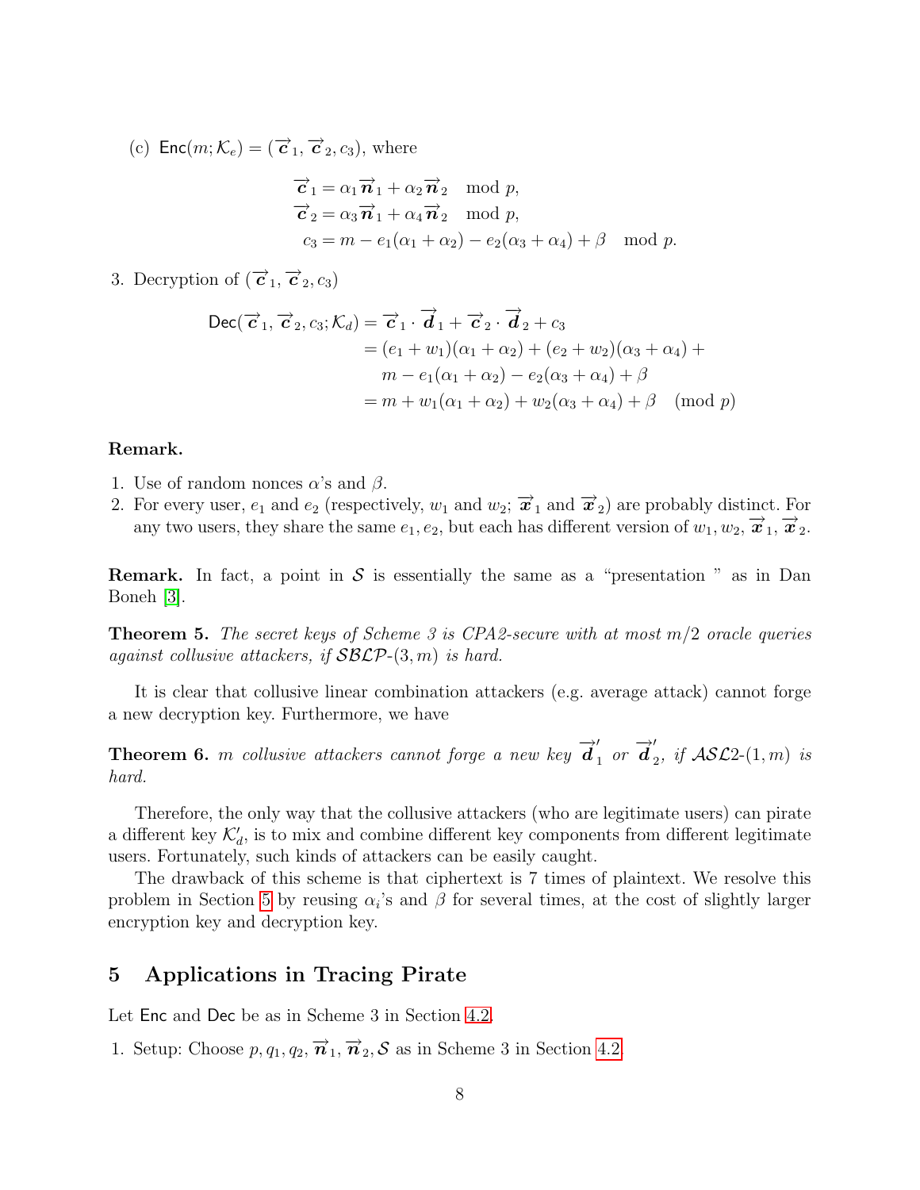(c) $\mathsf{Enc}(m; \mathcal{K}_e) = (\overrightarrow{\boldsymbol{c}}_1, \overrightarrow{\boldsymbol{c}}_2, c_3)$, where

$$\begin{aligned}
\overrightarrow{\boldsymbol{c}}_1 &= \alpha_1 \overrightarrow{\boldsymbol{n}}_1 + \alpha_2 \overrightarrow{\boldsymbol{n}}_2 \mod p, \\
\overrightarrow{\boldsymbol{c}}_2 &= \alpha_3 \overrightarrow{\boldsymbol{n}}_1 + \alpha_4 \overrightarrow{\boldsymbol{n}}_2 \mod p, \\
c_3 &= m - e_1(\alpha_1 + \alpha_2) - e_2(\alpha_3 + \alpha_4) + \beta \mod p.
\end{aligned}$$

3. Decryption of $(\overrightarrow{\boldsymbol{c}}_1, \overrightarrow{\boldsymbol{c}}_2, c_3)$

$$\begin{aligned}
\mathsf{Dec}(\overrightarrow{\boldsymbol{c}}_1, \overrightarrow{\boldsymbol{c}}_2, c_3; \mathcal{K}_d) &= \overrightarrow{\boldsymbol{c}}_1 \cdot \overrightarrow{\boldsymbol{d}}_1 + \overrightarrow{\boldsymbol{c}}_2 \cdot \overrightarrow{\boldsymbol{d}}_2 + c_3 \\
&= (e_1 + w_1)(\alpha_1 + \alpha_2) + (e_2 + w_2)(\alpha_3 + \alpha_4) + \\
&\quad m - e_1(\alpha_1 + \alpha_2) - e_2(\alpha_3 + \alpha_4) + \beta \\
&= m + w_1(\alpha_1 + \alpha_2) + w_2(\alpha_3 + \alpha_4) + \beta \pmod p
\end{aligned}$$

**Remark.**

1. Use of random nonces $\alpha$'s and $\beta$.
2. For every user, $e_1$ and $e_2$ (respectively, $w_1$ and $w_2$; $\overrightarrow{\boldsymbol{x}}_1$ and $\overrightarrow{\boldsymbol{x}}_2$) are probably distinct. For any two users, they share the same $e_1, e_2$, but each has different version of $w_1, w_2, \overrightarrow{\boldsymbol{x}}_1, \overrightarrow{\boldsymbol{x}}_2$.

**Remark.** In fact, a point in $\mathcal{S}$ is essentially the same as a "presentation " as in Dan Boneh [3].

**Theorem 5.** *The secret keys of Scheme 3 is CPA2-secure with at most $m/2$ oracle queries against collusive attackers, if $\mathcal{SBLP}$-$(3, m)$ is hard.*

It is clear that collusive linear combination attackers (e.g. average attack) cannot forge a new decryption key. Furthermore, we have

**Theorem 6.** *$m$ collusive attackers cannot forge a new key $\overrightarrow{\boldsymbol{d}}'_1$ or $\overrightarrow{\boldsymbol{d}}'_2$, if $\mathcal{ASL}2$-$(1, m)$ is hard.*

Therefore, the only way that the collusive attackers (who are legitimate users) can pirate a different key $\mathcal{K}'_d$, is to mix and combine different key components from different legitimate users. Fortunately, such kinds of attackers can be easily caught.

The drawback of this scheme is that ciphertext is 7 times of plaintext. We resolve this problem in Section 5 by reusing $\alpha_i$'s and $\beta$ for several times, at the cost of slightly larger encryption key and decryption key.

## 5 Applications in Tracing Pirate

Let $\mathsf{Enc}$ and $\mathsf{Dec}$ be as in Scheme 3 in Section 4.2.

1. Setup: Choose $p, q_1, q_2, \overrightarrow{\boldsymbol{n}}_1, \overrightarrow{\boldsymbol{n}}_2, \mathcal{S}$ as in Scheme 3 in Section 4.2.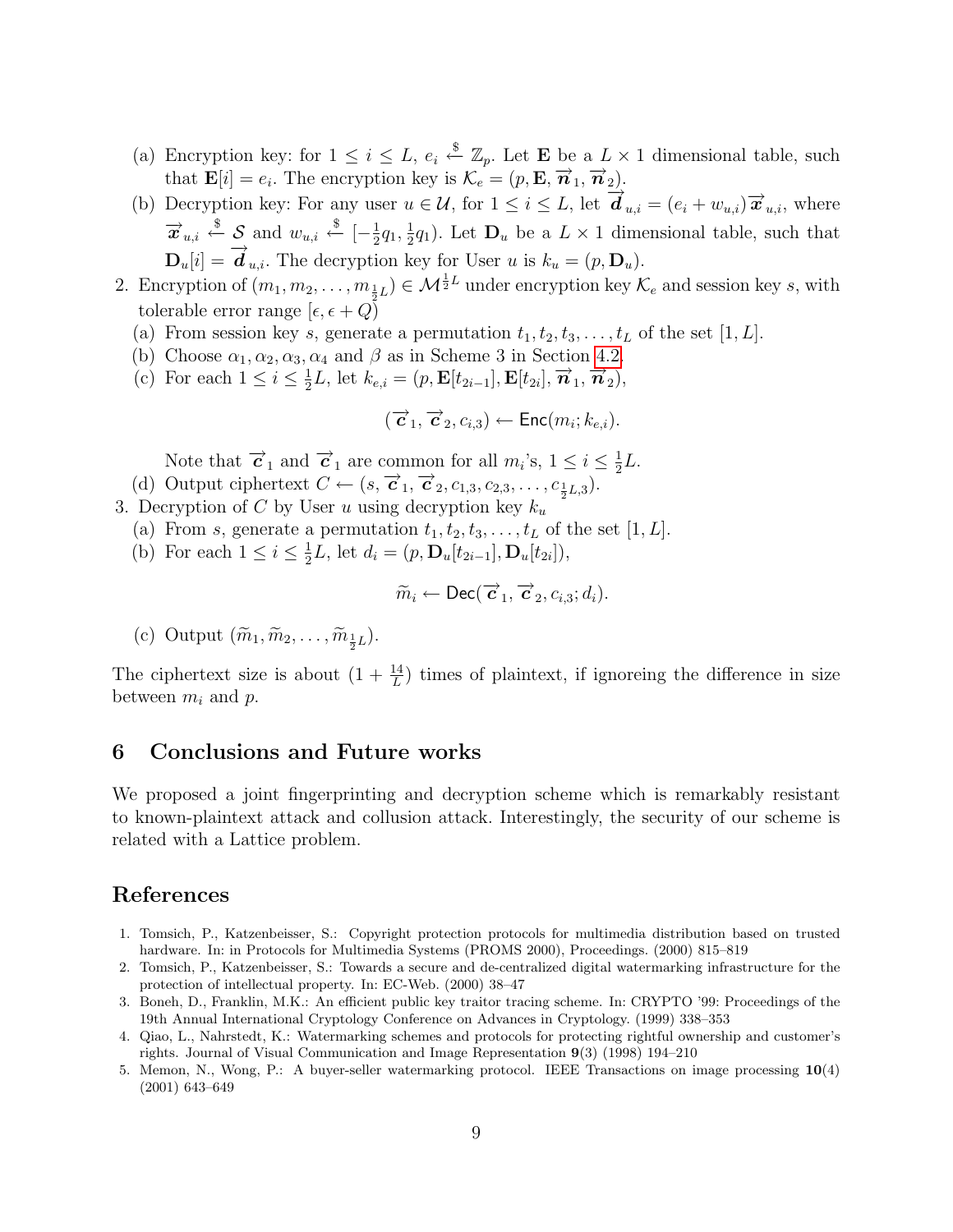(a) Encryption key: for $1 \le i \le L$, $e_i \xleftarrow{\$} \mathbb{Z}_p$. Let $\mathbf{E}$ be a $L \times 1$ dimensional table, such that $\mathbf{E}[i] = e_i$. The encryption key is $\mathcal{K}_e = (p, \mathbf{E}, \overrightarrow{\boldsymbol{n}}_1, \overrightarrow{\boldsymbol{n}}_2)$.

(b) Decryption key: For any user $u \in \mathcal{U}$, for $1 \le i \le L$, let $\overrightarrow{\boldsymbol{d}}_{u,i} = (e_i + w_{u,i})\overrightarrow{\boldsymbol{x}}_{u,i}$, where $\overrightarrow{\boldsymbol{x}}_{u,i} \xleftarrow{\$} \mathcal{S}$ and $w_{u,i} \xleftarrow{\$} [-\frac{1}{2}q_1, \frac{1}{2}q_1)$. Let $\mathbf{D}_u$ be a $L \times 1$ dimensional table, such that $\mathbf{D}_u[i] = \overrightarrow{\boldsymbol{d}}_{u,i}$. The decryption key for User $u$ is $k_u = (p, \mathbf{D}_u)$.

2. Encryption of $(m_1, m_2, \ldots, m_{\frac{1}{2}L}) \in \mathcal{M}^{\frac{1}{2}L}$ under encryption key $\mathcal{K}_e$ and session key $s$, with tolerable error range $[\epsilon, \epsilon + Q)$

   (a) From session key $s$, generate a permutation $t_1, t_2, t_3, \ldots, t_L$ of the set $[1, L]$.

   (b) Choose $\alpha_1, \alpha_2, \alpha_3, \alpha_4$ and $\beta$ as in Scheme 3 in Section 4.2.

   (c) For each $1 \le i \le \frac{1}{2}L$, let $k_{e,i} = (p, \mathbf{E}[t_{2i-1}], \mathbf{E}[t_{2i}], \overrightarrow{\boldsymbol{n}}_1, \overrightarrow{\boldsymbol{n}}_2)$,

   $$(\overrightarrow{\boldsymbol{c}}_1, \overrightarrow{\boldsymbol{c}}_2, c_{i,3}) \leftarrow \mathsf{Enc}(m_i; k_{e,i}).$$

   Note that $\overrightarrow{\boldsymbol{c}}_1$ and $\overrightarrow{\boldsymbol{c}}_1$ are common for all $m_i$'s, $1 \le i \le \frac{1}{2}L$.

   (d) Output ciphertext $C \leftarrow (s, \overrightarrow{\boldsymbol{c}}_1, \overrightarrow{\boldsymbol{c}}_2, c_{1,3}, c_{2,3}, \ldots, c_{\frac{1}{2}L,3})$.

3. Decryption of $C$ by User $u$ using decryption key $k_u$

   (a) From $s$, generate a permutation $t_1, t_2, t_3, \ldots, t_L$ of the set $[1, L]$.

   (b) For each $1 \le i \le \frac{1}{2}L$, let $d_i = (p, \mathbf{D}_u[t_{2i-1}], \mathbf{D}_u[t_{2i}])$,

   $$\widetilde{m}_i \leftarrow \mathsf{Dec}(\overrightarrow{\boldsymbol{c}}_1, \overrightarrow{\boldsymbol{c}}_2, c_{i,3}; d_i).$$

   (c) Output $(\widetilde{m}_1, \widetilde{m}_2, \ldots, \widetilde{m}_{\frac{1}{2}L})$.

The ciphertext size is about $(1 + \frac{14}{L})$ times of plaintext, if ignoreing the difference in size between $m_i$ and $p$.

## 6 Conclusions and Future works

We proposed a joint fingerprinting and decryption scheme which is remarkably resistant to known-plaintext attack and collusion attack. Interestingly, the security of our scheme is related with a Lattice problem.

## References

1. Tomsich, P., Katzenbeisser, S.: Copyright protection protocols for multimedia distribution based on trusted hardware. In: in Protocols for Multimedia Systems (PROMS 2000), Proceedings. (2000) 815–819
2. Tomsich, P., Katzenbeisser, S.: Towards a secure and de-centralized digital watermarking infrastructure for the protection of intellectual property. In: EC-Web. (2000) 38–47
3. Boneh, D., Franklin, M.K.: An efficient public key traitor tracing scheme. In: CRYPTO '99: Proceedings of the 19th Annual International Cryptology Conference on Advances in Cryptology. (1999) 338–353
4. Qiao, L., Nahrstedt, K.: Watermarking schemes and protocols for protecting rightful ownership and customer's rights. Journal of Visual Communication and Image Representation **9**(3) (1998) 194–210
5. Memon, N., Wong, P.: A buyer-seller watermarking protocol. IEEE Transactions on image processing **10**(4) (2001) 643–649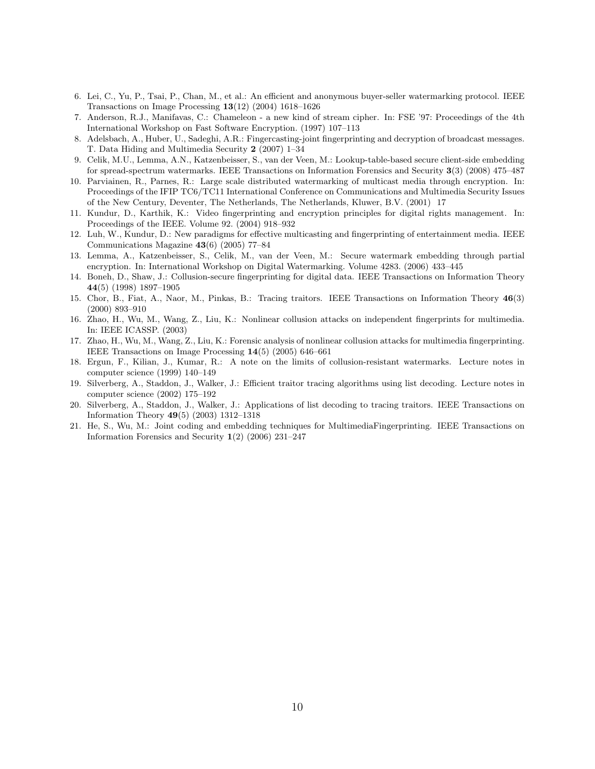6. Lei, C., Yu, P., Tsai, P., Chan, M., et al.: An efficient and anonymous buyer-seller watermarking protocol. IEEE Transactions on Image Processing **13**(12) (2004) 1618–1626
7. Anderson, R.J., Manifavas, C.: Chameleon - a new kind of stream cipher. In: FSE '97: Proceedings of the 4th International Workshop on Fast Software Encryption. (1997) 107–113
8. Adelsbach, A., Huber, U., Sadeghi, A.R.: Fingercasting-joint fingerprinting and decryption of broadcast messages. T. Data Hiding and Multimedia Security **2** (2007) 1–34
9. Celik, M.U., Lemma, A.N., Katzenbeisser, S., van der Veen, M.: Lookup-table-based secure client-side embedding for spread-spectrum watermarks. IEEE Transactions on Information Forensics and Security **3**(3) (2008) 475–487
10. Parviainen, R., Parnes, R.: Large scale distributed watermarking of multicast media through encryption. In: Proceedings of the IFIP TC6/TC11 International Conference on Communications and Multimedia Security Issues of the New Century, Deventer, The Netherlands, The Netherlands, Kluwer, B.V. (2001) 17
11. Kundur, D., Karthik, K.: Video fingerprinting and encryption principles for digital rights management. In: Proceedings of the IEEE. Volume 92. (2004) 918–932
12. Luh, W., Kundur, D.: New paradigms for effective multicasting and fingerprinting of entertainment media. IEEE Communications Magazine **43**(6) (2005) 77–84
13. Lemma, A., Katzenbeisser, S., Celik, M., van der Veen, M.: Secure watermark embedding through partial encryption. In: International Workshop on Digital Watermarking. Volume 4283. (2006) 433–445
14. Boneh, D., Shaw, J.: Collusion-secure fingerprinting for digital data. IEEE Transactions on Information Theory **44**(5) (1998) 1897–1905
15. Chor, B., Fiat, A., Naor, M., Pinkas, B.: Tracing traitors. IEEE Transactions on Information Theory **46**(3) (2000) 893–910
16. Zhao, H., Wu, M., Wang, Z., Liu, K.: Nonlinear collusion attacks on independent fingerprints for multimedia. In: IEEE ICASSP. (2003)
17. Zhao, H., Wu, M., Wang, Z., Liu, K.: Forensic analysis of nonlinear collusion attacks for multimedia fingerprinting. IEEE Transactions on Image Processing **14**(5) (2005) 646–661
18. Ergun, F., Kilian, J., Kumar, R.: A note on the limits of collusion-resistant watermarks. Lecture notes in computer science (1999) 140–149
19. Silverberg, A., Staddon, J., Walker, J.: Efficient traitor tracing algorithms using list decoding. Lecture notes in computer science (2002) 175–192
20. Silverberg, A., Staddon, J., Walker, J.: Applications of list decoding to tracing traitors. IEEE Transactions on Information Theory **49**(5) (2003) 1312–1318
21. He, S., Wu, M.: Joint coding and embedding techniques for MultimediaFingerprinting. IEEE Transactions on Information Forensics and Security **1**(2) (2006) 231–247